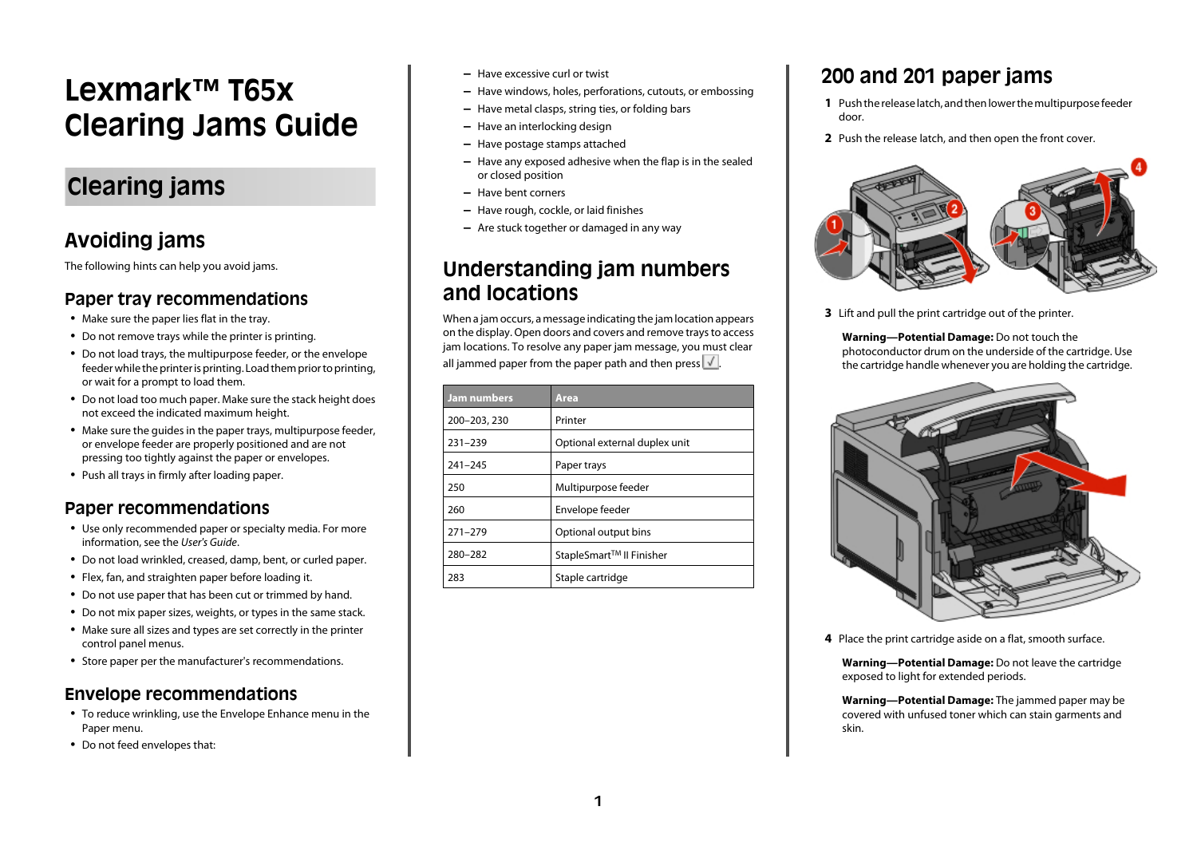# Lexmark™ T65x Clearing Jams Guide

## Clearing jams

### Avoiding jams

The following hints can help you avoid jams.

#### Paper tray recommendations

- Make sure the paper lies flat in the tray.
- Do not remove trays while the printer is printing.
- Do not load trays, the multipurpose feeder, or the envelope feeder while the printer is printing. Load them prior to printing, or wait for a prompt to load them.
- Do not load too much paper. Make sure the stack height does not exceed the indicated maximum height.
- Make sure the guides in the paper trays, multipurpose feeder, or envelope feeder are properly positioned and are not pressing too tightly against the paper or envelopes.
- Push all trays in firmly after loading paper.

#### Paper recommendations

- Use only recommended paper or specialty media. For more information, see the *User's Guide*.
- Do not load wrinkled, creased, damp, bent, or curled paper.
- Flex, fan, and straighten paper before loading it.
- Do not use paper that has been cut or trimmed by hand.
- Do not mix paper sizes, weights, or types in the same stack.
- Make sure all sizes and types are set correctly in the printer control panel menus.
- Store paper per the manufacturer's recommendations.

#### Envelope recommendations

- To reduce wrinkling, use the Envelope Enhance menu in the Paper menu.
- Do not feed envelopes that:
  - Have excessive curl or twist
  - Have windows, holes, perforations, cutouts, or embossing
  - Have metal clasps, string ties, or folding bars
  - Have an interlocking design
  - Have postage stamps attached
  - Have any exposed adhesive when the flap is in the sealed or closed position
  - Have bent corners
  - Have rough, cockle, or laid finishes
  - Are stuck together or damaged in any way

### Understanding jam numbers and locations

When a jam occurs, a message indicating the jam location appears on the display. Open doors and covers and remove trays to access jam locations. To resolve any paper jam message, you must clear all jammed paper from the paper path and then press ✓.

| Jam numbers | Area |
|---|---|
| 200–203, 230 | Printer |
| 231–239 | Optional external duplex unit |
| 241–245 | Paper trays |
| 250 | Multipurpose feeder |
| 260 | Envelope feeder |
| 271–279 | Optional output bins |
| 280–282 | StapleSmart™ II Finisher |
| 283 | Staple cartridge |

### 200 and 201 paper jams

1. Push the release latch, and then lower the multipurpose feeder door.
2. Push the release latch, and then open the front cover.
3. Lift and pull the print cartridge out of the printer.

   **Warning—Potential Damage:** Do not touch the photoconductor drum on the underside of the cartridge. Use the cartridge handle whenever you are holding the cartridge.

4. Place the print cartridge aside on a flat, smooth surface.

   **Warning—Potential Damage:** Do not leave the cartridge exposed to light for extended periods.

   **Warning—Potential Damage:** The jammed paper may be covered with unfused toner which can stain garments and skin.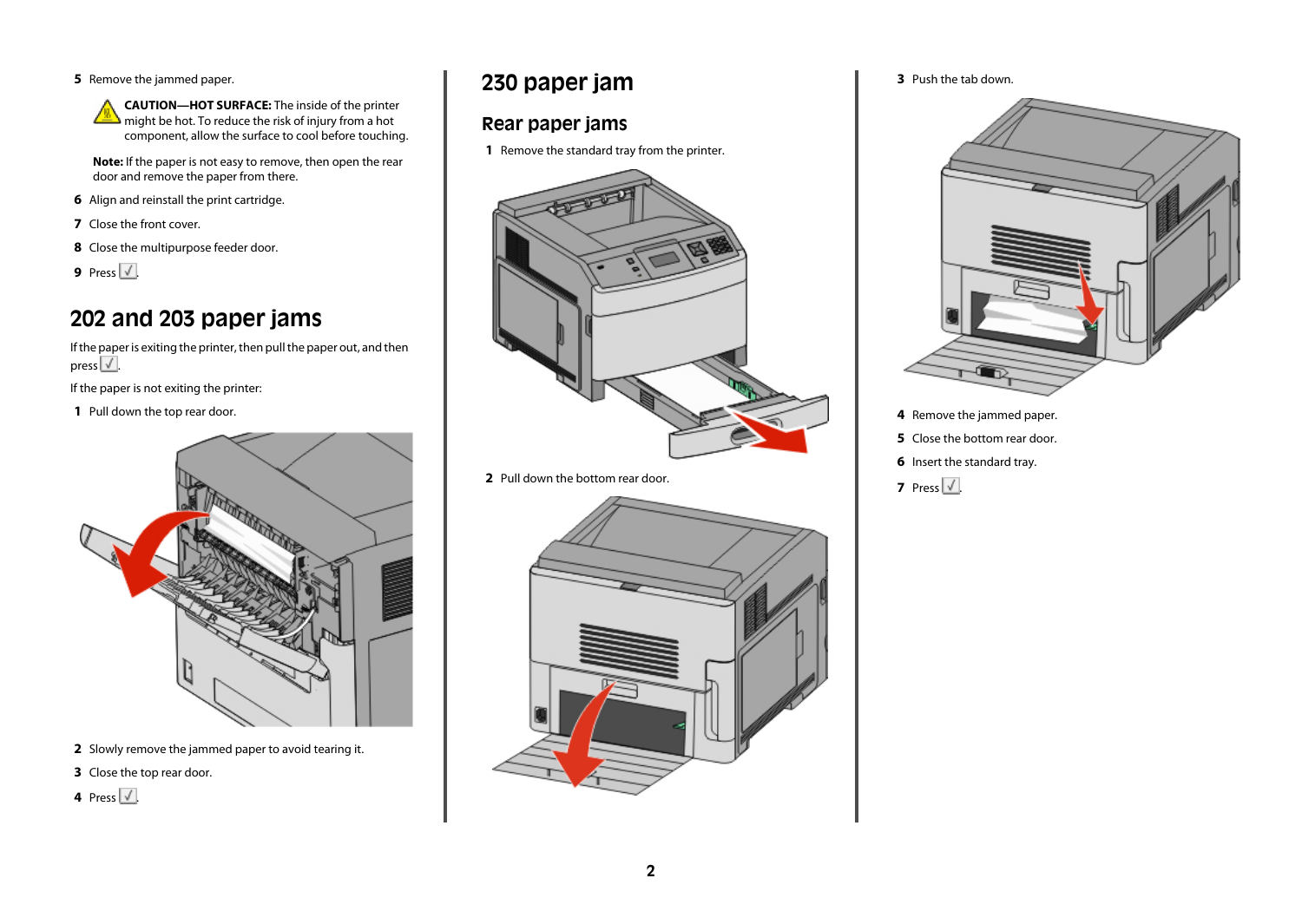5 Remove the jammed paper.

**CAUTION—HOT SURFACE:** The inside of the printer might be hot. To reduce the risk of injury from a hot component, allow the surface to cool before touching.

**Note:** If the paper is not easy to remove, then open the rear door and remove the paper from there.

6 Align and reinstall the print cartridge.

7 Close the front cover.

8 Close the multipurpose feeder door.

9 Press ✓.

# 202 and 203 paper jams

If the paper is exiting the printer, then pull the paper out, and then press ✓.

If the paper is not exiting the printer:

1 Pull down the top rear door.

2 Slowly remove the jammed paper to avoid tearing it.

3 Close the top rear door.

4 Press ✓.

# 230 paper jam

## Rear paper jams

1 Remove the standard tray from the printer.

2 Pull down the bottom rear door.

3 Push the tab down.

4 Remove the jammed paper.

5 Close the bottom rear door.

6 Insert the standard tray.

7 Press ✓.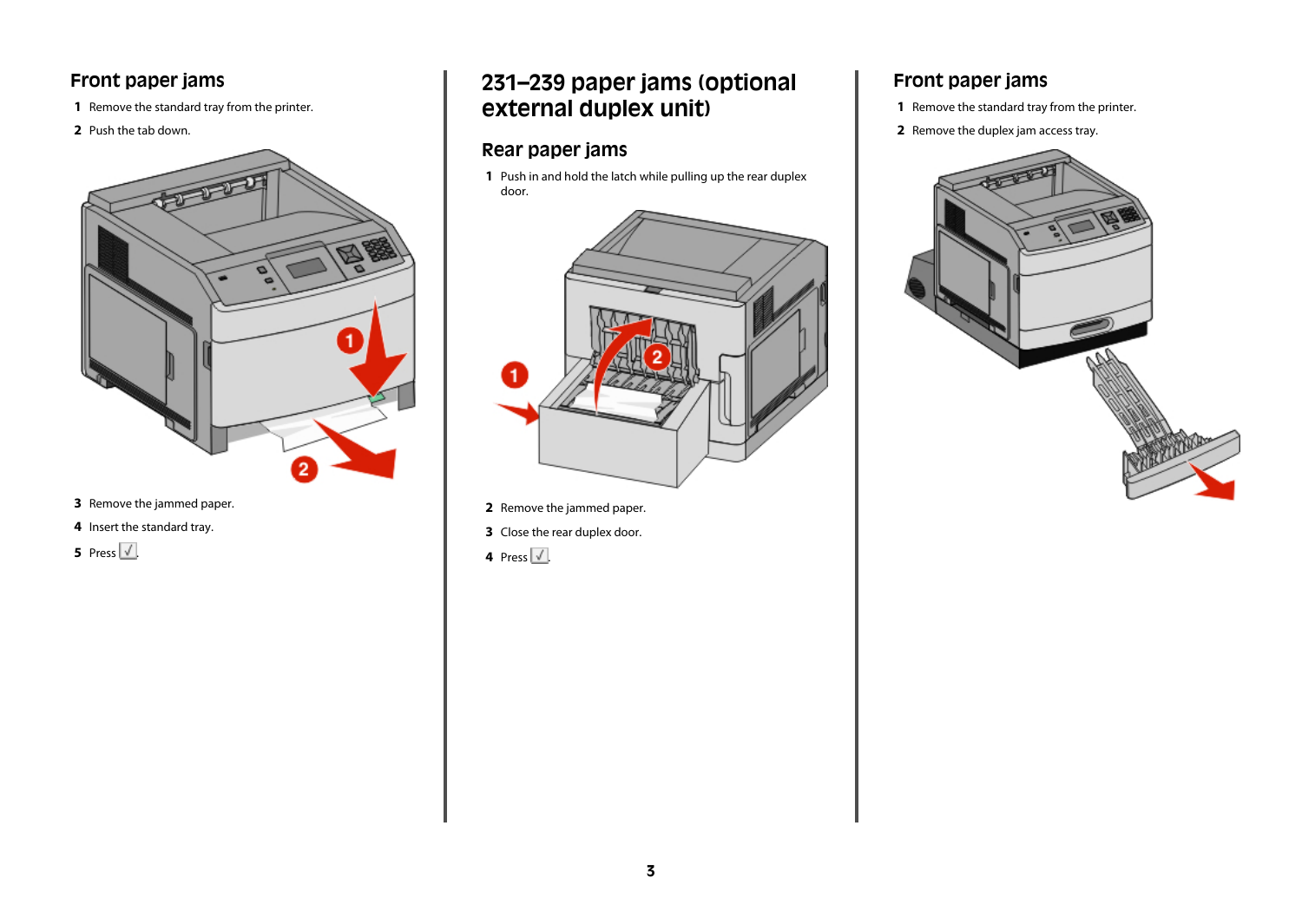## Front paper jams

1. Remove the standard tray from the printer.
2. Push the tab down.
3. Remove the jammed paper.
4. Insert the standard tray.
5. Press ✓.

# 231–239 paper jams (optional external duplex unit)

## Rear paper jams

1. Push in and hold the latch while pulling up the rear duplex door.
2. Remove the jammed paper.
3. Close the rear duplex door.
4. Press ✓.

## Front paper jams

1. Remove the standard tray from the printer.
2. Remove the duplex jam access tray.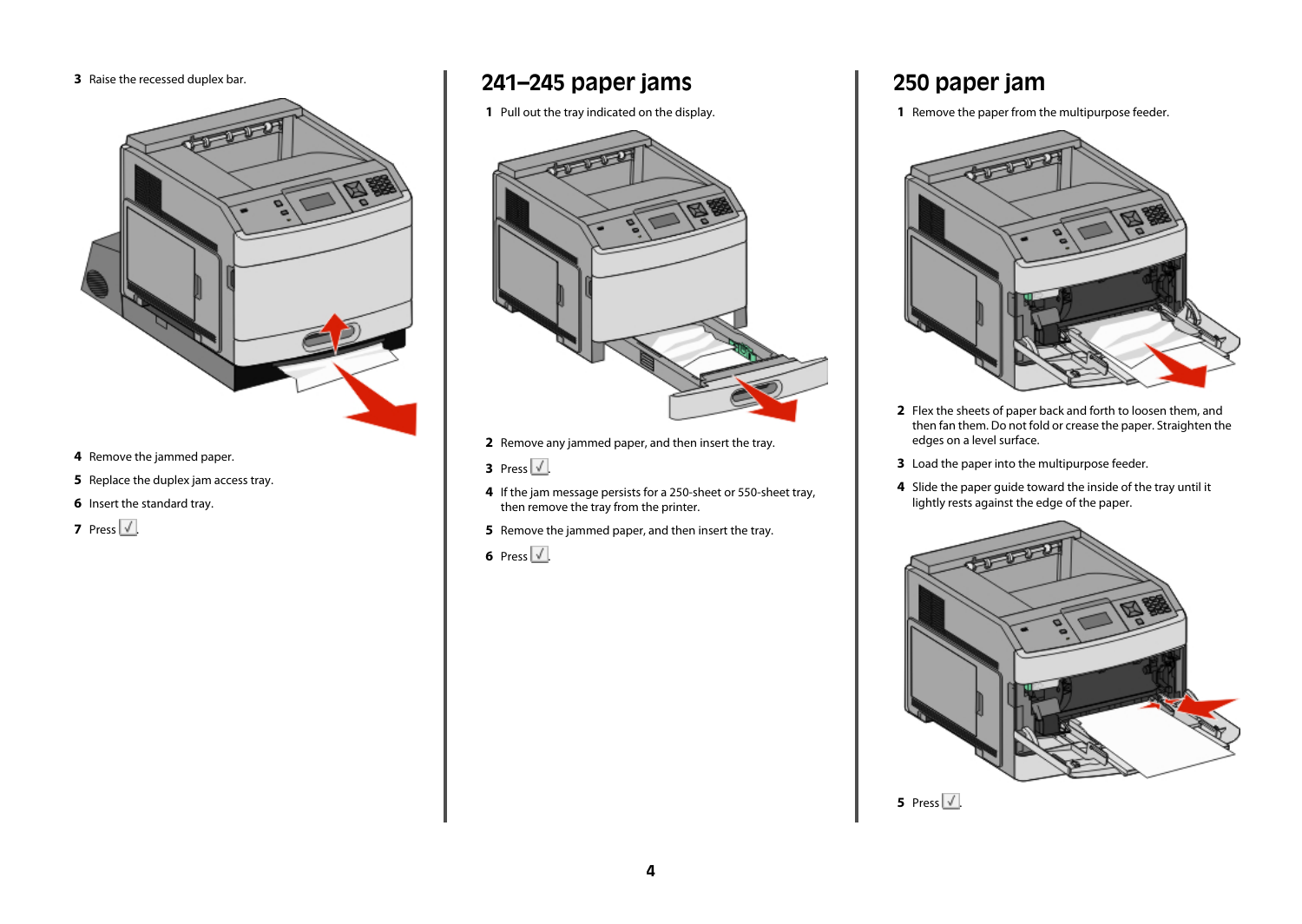3 Raise the recessed duplex bar.

4 Remove the jammed paper.

5 Replace the duplex jam access tray.

6 Insert the standard tray.

7 Press √.

## 241–245 paper jams

1 Pull out the tray indicated on the display.

2 Remove any jammed paper, and then insert the tray.

3 Press √.

4 If the jam message persists for a 250-sheet or 550-sheet tray, then remove the tray from the printer.

5 Remove the jammed paper, and then insert the tray.

6 Press √.

## 250 paper jam

1 Remove the paper from the multipurpose feeder.

2 Flex the sheets of paper back and forth to loosen them, and then fan them. Do not fold or crease the paper. Straighten the edges on a level surface.

3 Load the paper into the multipurpose feeder.

4 Slide the paper guide toward the inside of the tray until it lightly rests against the edge of the paper.

5 Press √.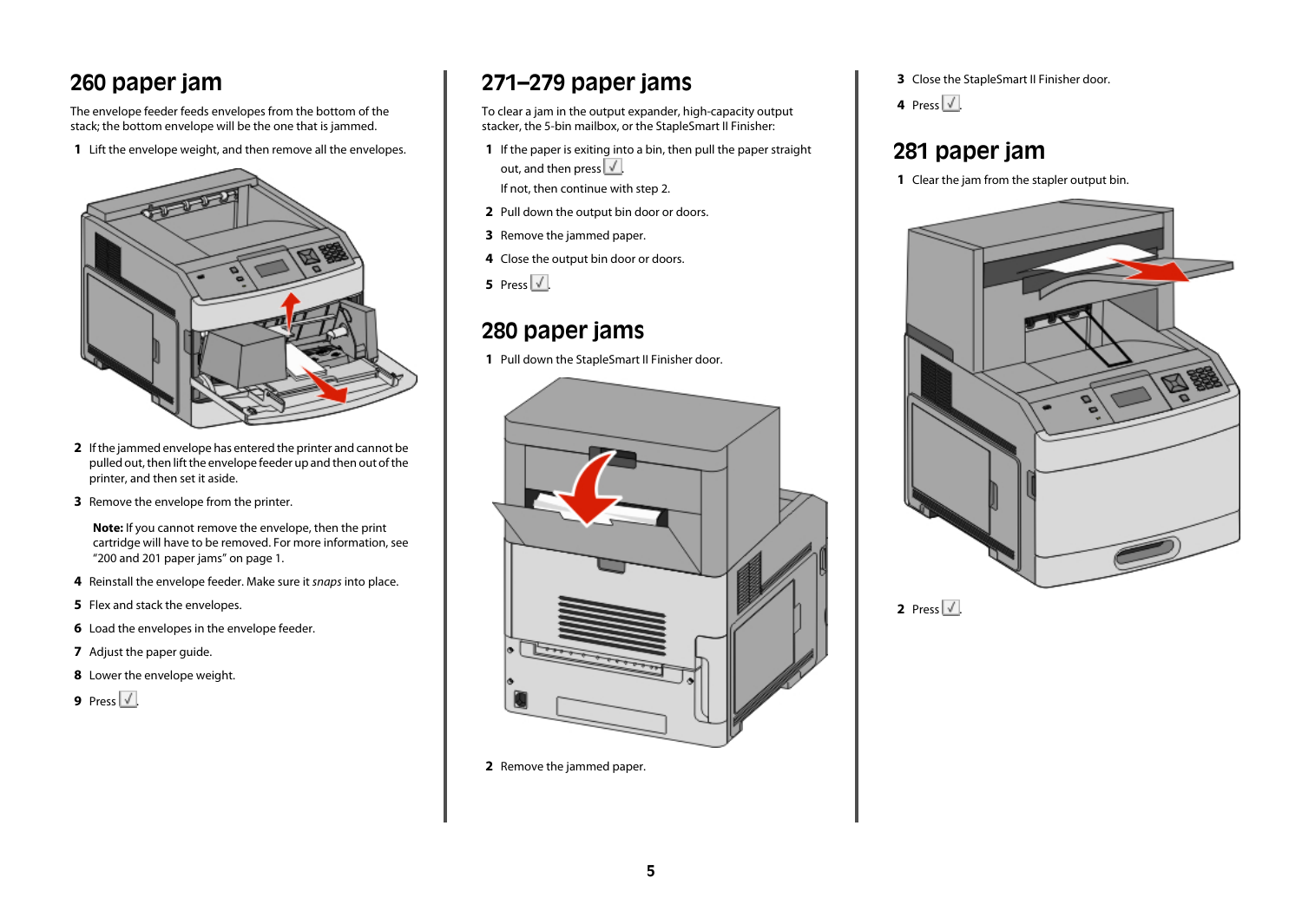## 260 paper jam

The envelope feeder feeds envelopes from the bottom of the stack; the bottom envelope will be the one that is jammed.

1. Lift the envelope weight, and then remove all the envelopes.
2. If the jammed envelope has entered the printer and cannot be pulled out, then lift the envelope feeder up and then out of the printer, and then set it aside.
3. Remove the envelope from the printer.

   **Note:** If you cannot remove the envelope, then the print cartridge will have to be removed. For more information, see "200 and 201 paper jams" on page 1.
4. Reinstall the envelope feeder. Make sure it *snaps* into place.
5. Flex and stack the envelopes.
6. Load the envelopes in the envelope feeder.
7. Adjust the paper guide.
8. Lower the envelope weight.
9. Press ✓.

## 271–279 paper jams

To clear a jam in the output expander, high-capacity output stacker, the 5-bin mailbox, or the StapleSmart II Finisher:

1. If the paper is exiting into a bin, then pull the paper straight out, and then press ✓.

   If not, then continue with step 2.
2. Pull down the output bin door or doors.
3. Remove the jammed paper.
4. Close the output bin door or doors.
5. Press ✓.

## 280 paper jams

1. Pull down the StapleSmart II Finisher door.
2. Remove the jammed paper.
3. Close the StapleSmart II Finisher door.
4. Press ✓.

## 281 paper jam

1. Clear the jam from the stapler output bin.
2. Press ✓.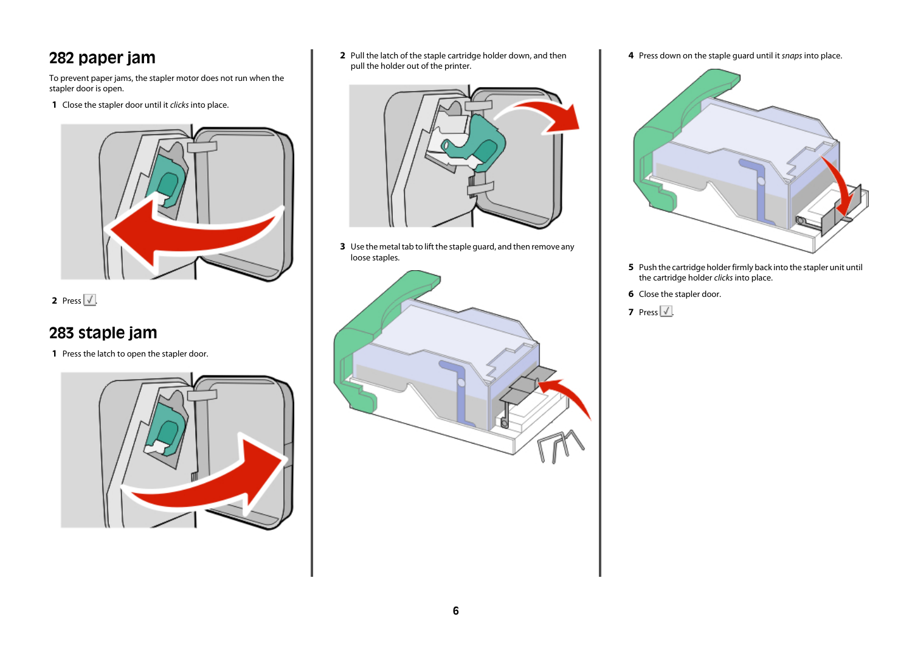## 282 paper jam

To prevent paper jams, the stapler motor does not run when the stapler door is open.

1. Close the stapler door until it *clicks* into place.

2. Press ✓.

## 283 staple jam

1. Press the latch to open the stapler door.

2. Pull the latch of the staple cartridge holder down, and then pull the holder out of the printer.

3. Use the metal tab to lift the staple guard, and then remove any loose staples.

4. Press down on the staple guard until it *snaps* into place.

5. Push the cartridge holder firmly back into the stapler unit until the cartridge holder *clicks* into place.

6. Close the stapler door.

7. Press ✓.